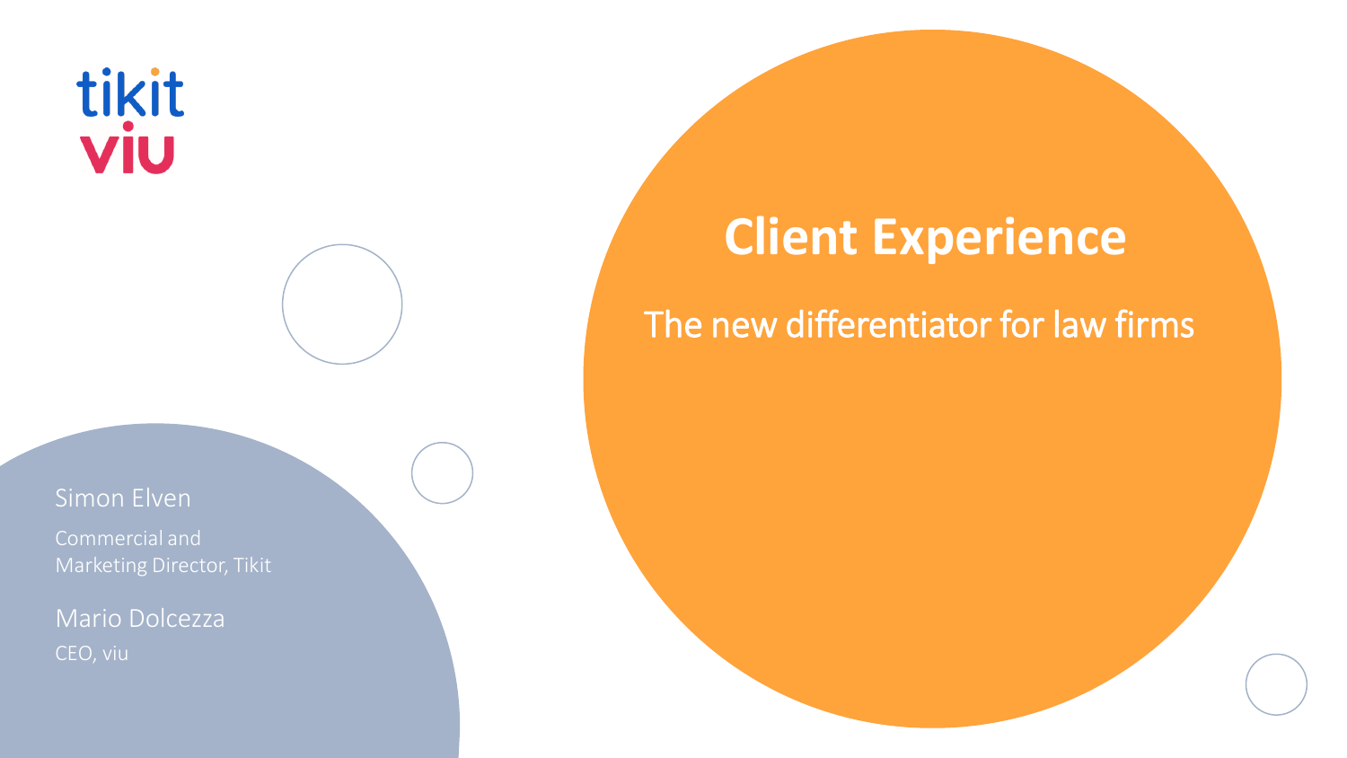tikit
viu

# Client Experience

## The new differentiator for law firms

Simon Elven

Commercial and Marketing Director, Tikit

Mario Dolcezza

CEO, viu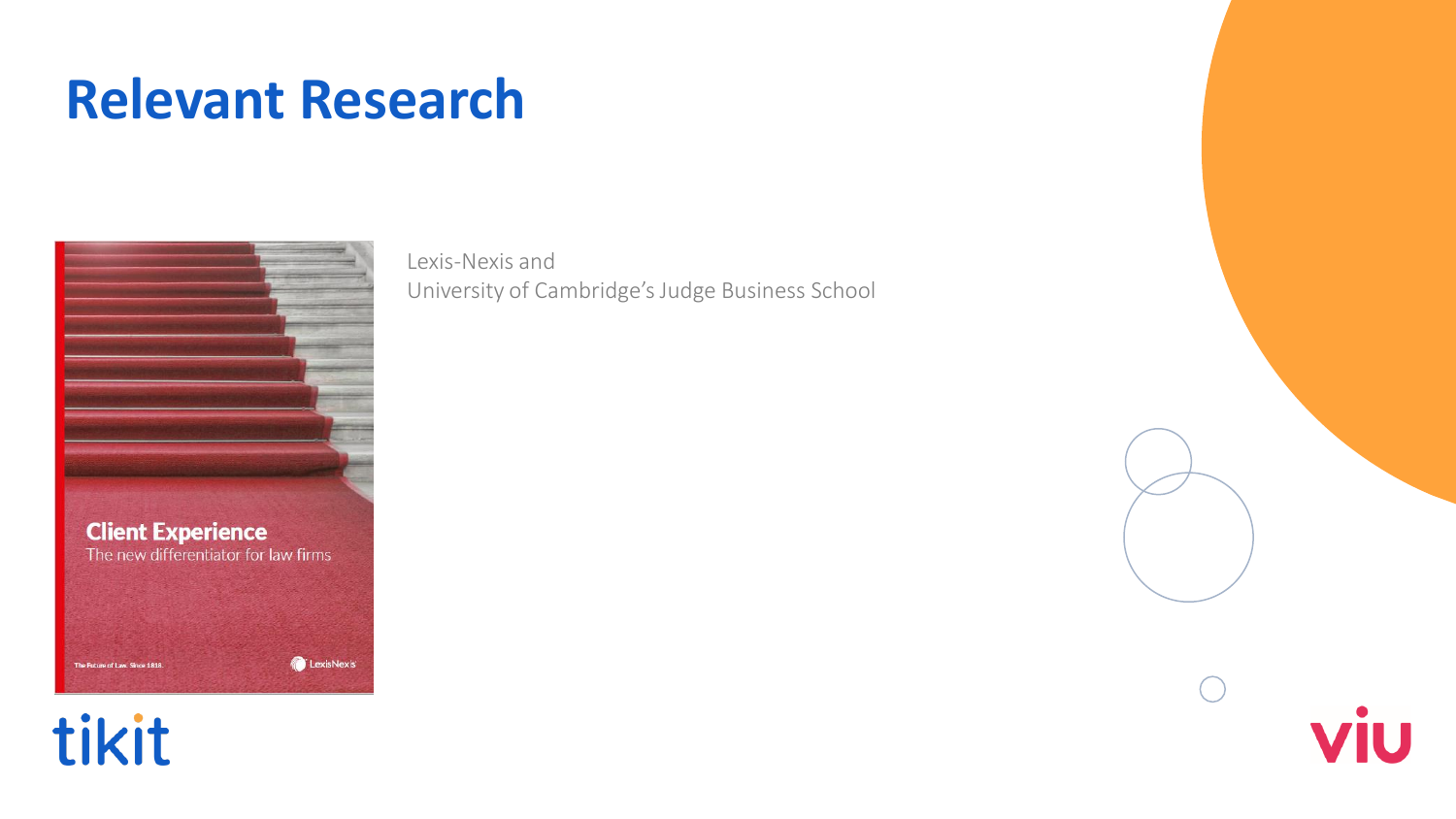# Relevant Research

**Client Experience**
The new differentiator for law firms

Lexis-Nexis and
University of Cambridge's Judge Business School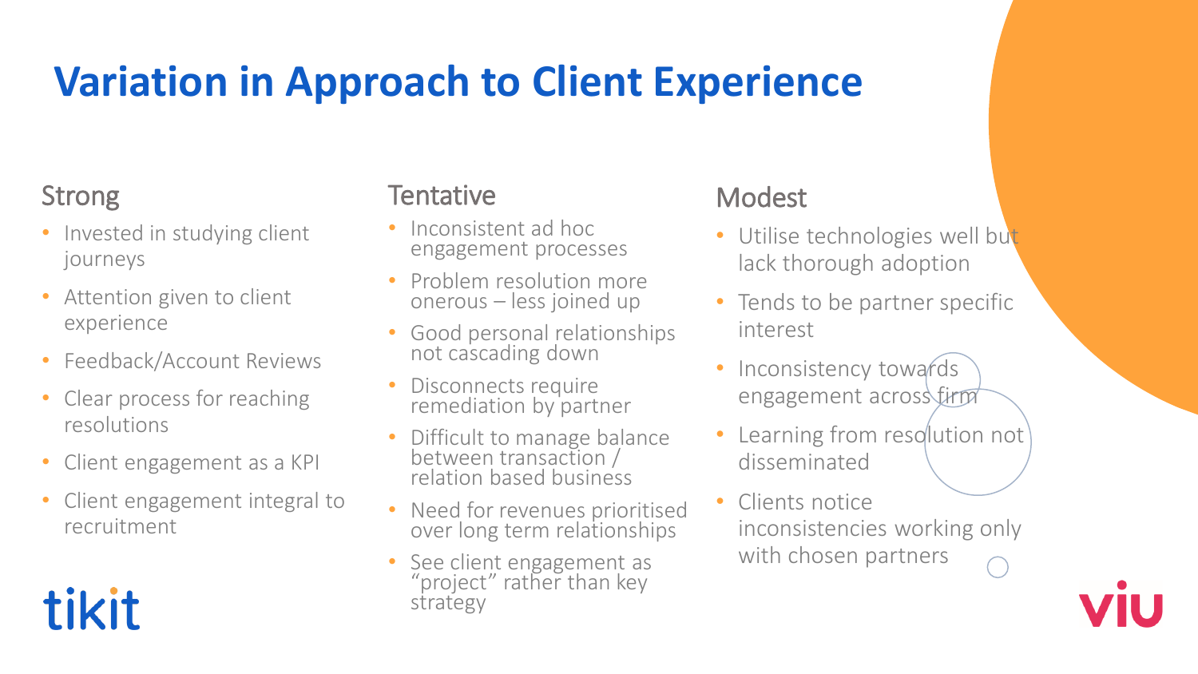# Variation in Approach to Client Experience

## Strong

- Invested in studying client journeys
- Attention given to client experience
- Feedback/Account Reviews
- Clear process for reaching resolutions
- Client engagement as a KPI
- Client engagement integral to recruitment

## Tentative

- Inconsistent ad hoc engagement processes
- Problem resolution more onerous – less joined up
- Good personal relationships not cascading down
- Disconnects require remediation by partner
- Difficult to manage balance between transaction / relation based business
- Need for revenues prioritised over long term relationships
- See client engagement as "project" rather than key strategy

## Modest

- Utilise technologies well but lack thorough adoption
- Tends to be partner specific interest
- Inconsistency towards engagement across firm
- Learning from resolution not disseminated
- Clients notice inconsistencies working only with chosen partners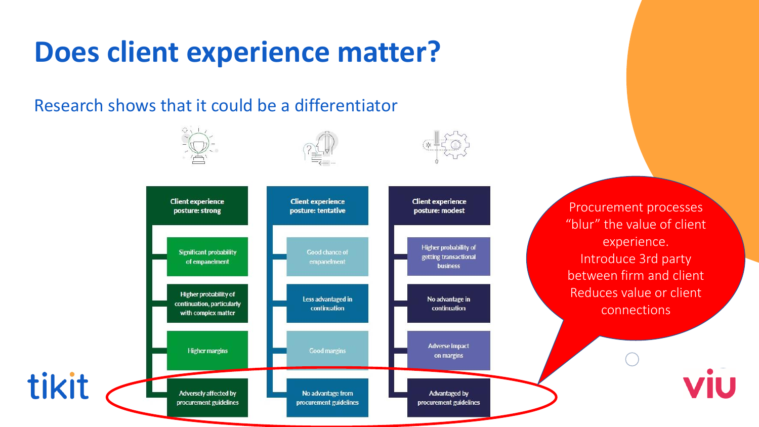# Does client experience matter?

## Research shows that it could be a differentiator

| Client experience posture: strong | Client experience posture: tentative | Client experience posture: modest |
| --- | --- | --- |
| Significant probability of empanelment | Good chance of empanelment | Higher probability of getting transactional business |
| Higher probability of continuation, particularly with complex matter | Less advantaged in continuation | No advantage in continuation |
| Higher margins | Good margins | Adverse impact on margins |
| Adversely affected by procurement guidelines | No advantage from procurement guidelines | Advantaged by procurement guidelines |

Procurement processes "blur" the value of client experience.
Introduce 3rd party between firm and client
Reduces value or client connections

tikit

viu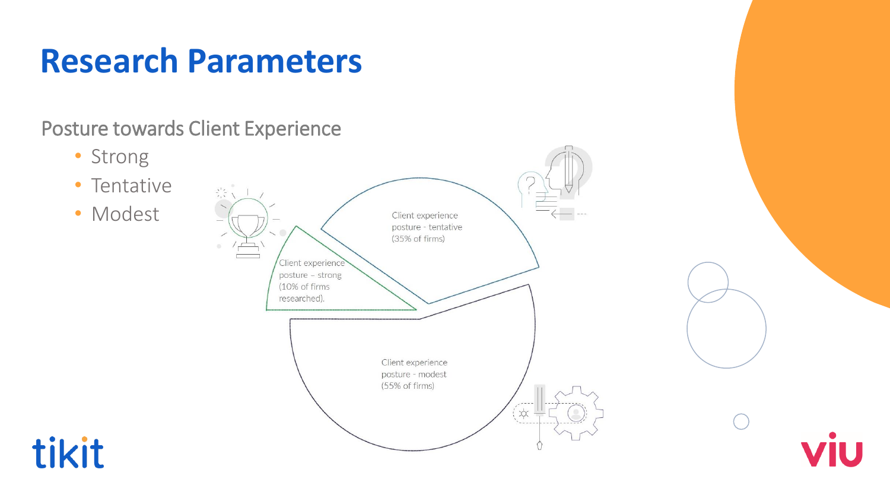# Research Parameters

Posture towards Client Experience

- Strong
- Tentative
- Modest

Client experience posture – strong (10% of firms researched).

Client experience posture - tentative (35% of firms)

Client experience posture - modest (55% of firms)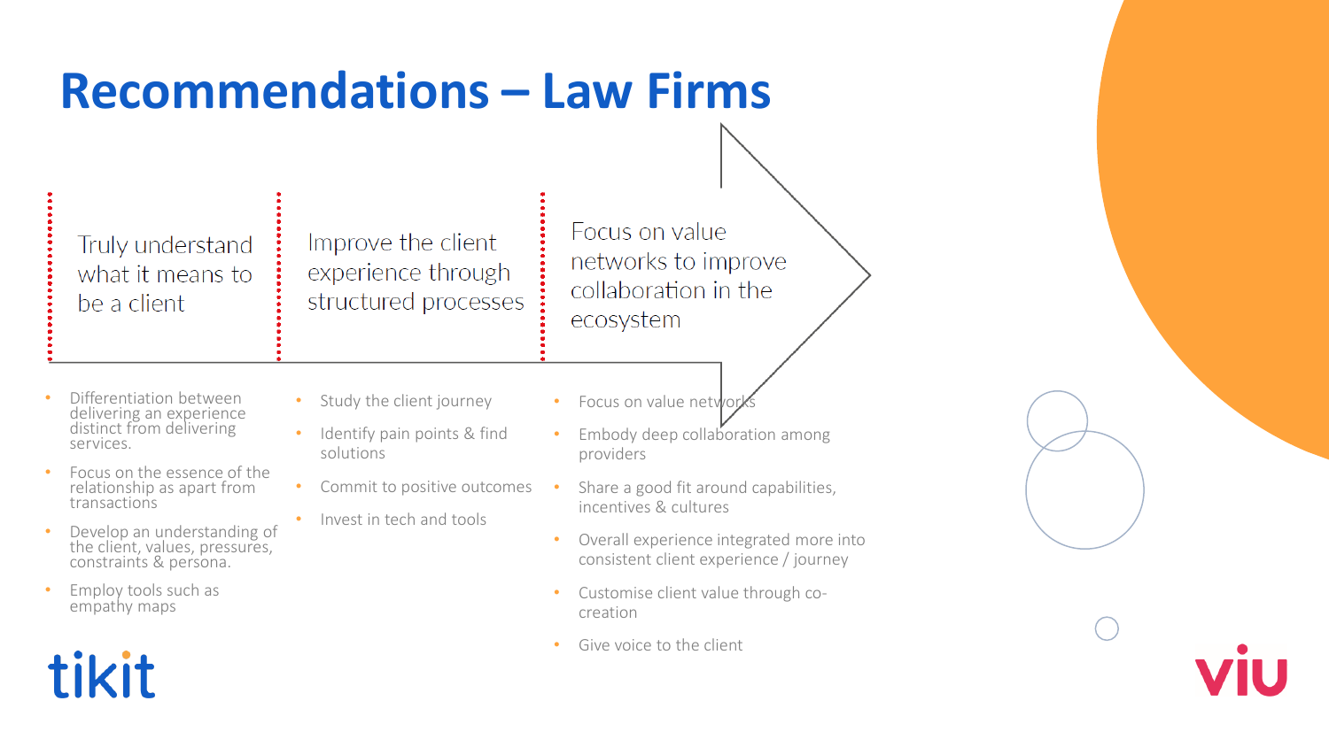# Recommendations – Law Firms

### Truly understand what it means to be a client

- Differentiation between delivering an experience distinct from delivering services.
- Focus on the essence of the relationship as apart from transactions
- Develop an understanding of the client, values, pressures, constraints & persona.
- Employ tools such as empathy maps

### Improve the client experience through structured processes

- Study the client journey
- Identify pain points & find solutions
- Commit to positive outcomes
- Invest in tech and tools

### Focus on value networks to improve collaboration in the ecosystem

- Focus on value networks
- Embody deep collaboration among providers
- Share a good fit around capabilities, incentives & cultures
- Overall experience integrated more into consistent client experience / journey
- Customise client value through co-creation
- Give voice to the client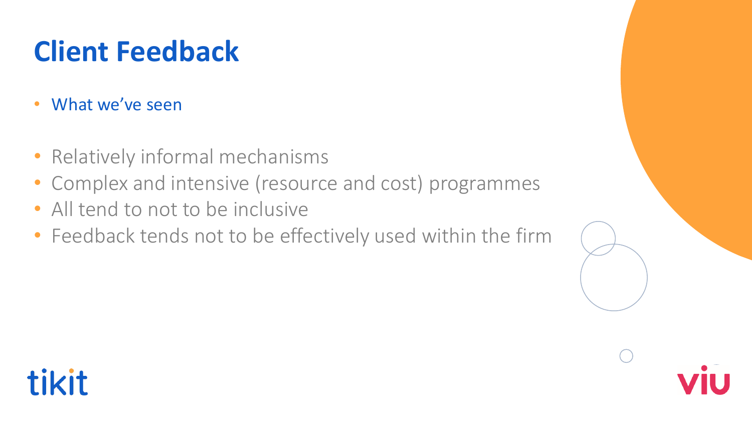# Client Feedback

- What we've seen

- Relatively informal mechanisms
- Complex and intensive (resource and cost) programmes
- All tend to not to be inclusive
- Feedback tends not to be effectively used within the firm

tikit

viu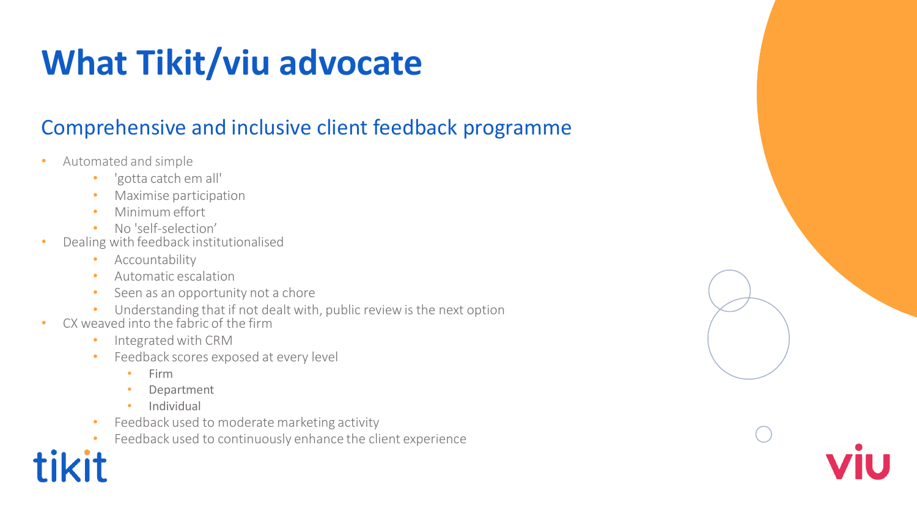# What Tikit/viu advocate

## Comprehensive and inclusive client feedback programme

- Automated and simple
  - 'gotta catch em all'
  - Maximise participation
  - Minimum effort
  - No 'self-selection'
- Dealing with feedback institutionalised
  - Accountability
  - Automatic escalation
  - Seen as an opportunity not a chore
  - Understanding that if not dealt with, public review is the next option
- CX weaved into the fabric of the firm
  - Integrated with CRM
  - Feedback scores exposed at every level
    - Firm
    - Department
    - Individual
  - Feedback used to moderate marketing activity
  - Feedback used to continuously enhance the client experience

tikit

viu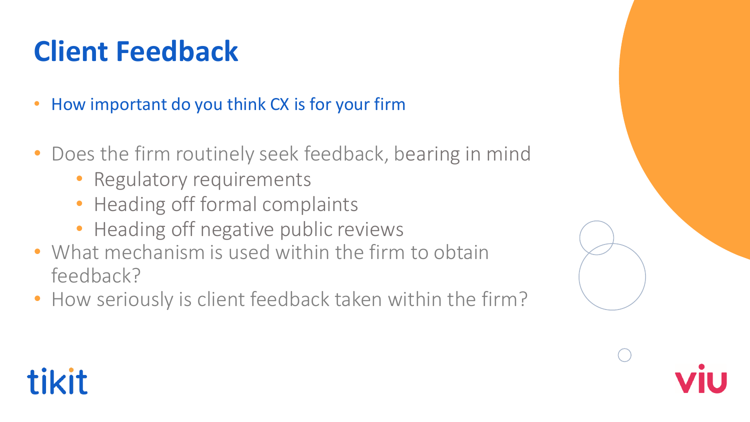# Client Feedback

- How important do you think CX is for your firm
- Does the firm routinely seek feedback, bearing in mind
  - Regulatory requirements
  - Heading off formal complaints
  - Heading off negative public reviews
- What mechanism is used within the firm to obtain feedback?
- How seriously is client feedback taken within the firm?

tikit

viu